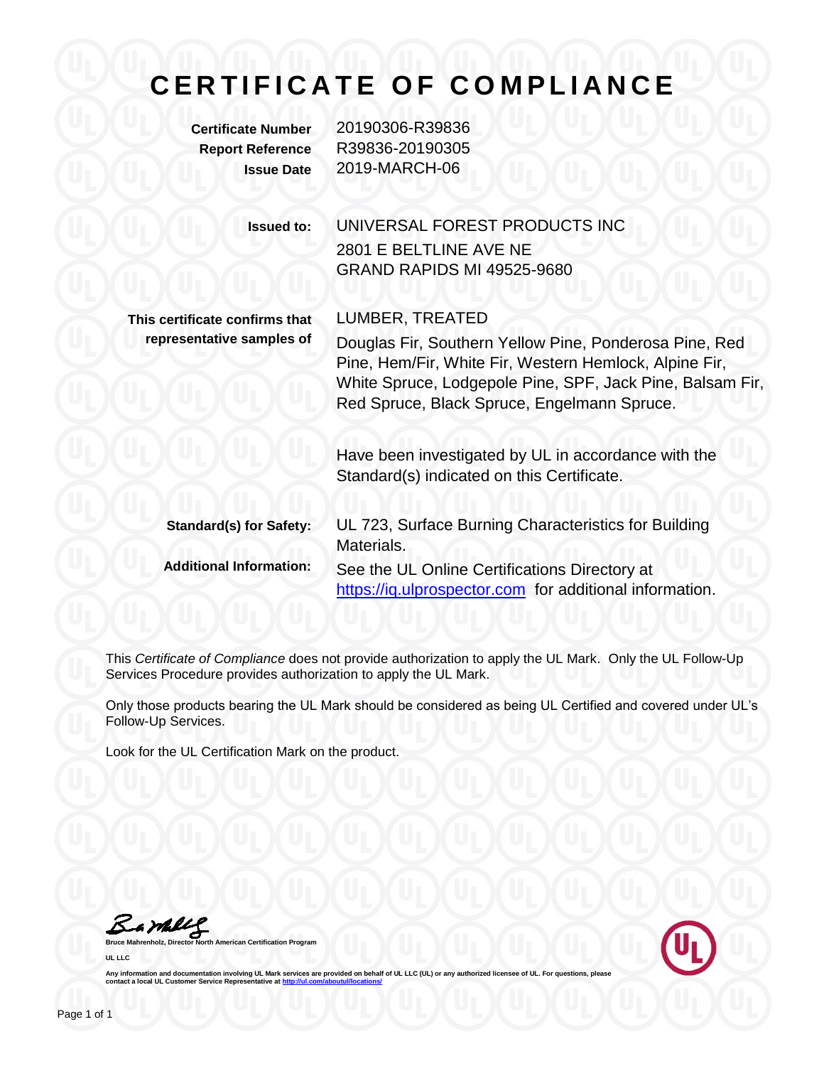# CERTIFICATE OF COMPLIANCE

**Certificate Number** 20190306-R39836
**Report Reference** R39836-20190305
**Issue Date** 2019-MARCH-06

**Issued to:** UNIVERSAL FOREST PRODUCTS INC
2801 E BELTLINE AVE NE
GRAND RAPIDS MI 49525-9680

**This certificate confirms that representative samples of**

LUMBER, TREATED

Douglas Fir, Southern Yellow Pine, Ponderosa Pine, Red Pine, Hem/Fir, White Fir, Western Hemlock, Alpine Fir, White Spruce, Lodgepole Pine, SPF, Jack Pine, Balsam Fir, Red Spruce, Black Spruce, Engelmann Spruce.

Have been investigated by UL in accordance with the Standard(s) indicated on this Certificate.

**Standard(s) for Safety:** UL 723, Surface Burning Characteristics for Building Materials.

**Additional Information:** See the UL Online Certifications Directory at https://iq.ulprospector.com for additional information.

This *Certificate of Compliance* does not provide authorization to apply the UL Mark. Only the UL Follow-Up Services Procedure provides authorization to apply the UL Mark.

Only those products bearing the UL Mark should be considered as being UL Certified and covered under UL's Follow-Up Services.

Look for the UL Certification Mark on the product.

**Bruce Mahrenholz, Director North American Certification Program**

**UL LLC**

**Any information and documentation involving UL Mark services are provided on behalf of UL LLC (UL) or any authorized licensee of UL. For questions, please contact a local UL Customer Service Representative at http://ul.com/aboutul/locations/**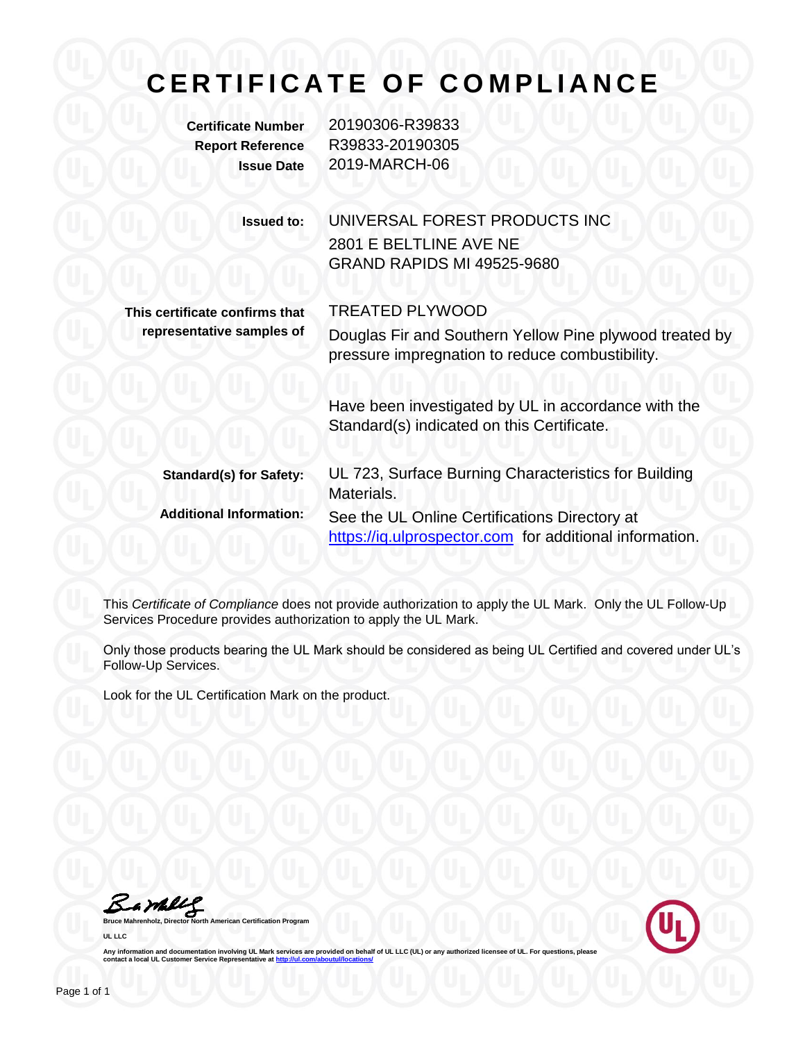# CERTIFICATE OF COMPLIANCE

| | |
|---|---|
| **Certificate Number** | 20190306-R39833 |
| **Report Reference** | R39833-20190305 |
| **Issue Date** | 2019-MARCH-06 |

**Issued to:** UNIVERSAL FOREST PRODUCTS INC
2801 E BELTLINE AVE NE
GRAND RAPIDS MI 49525-9680

**This certificate confirms that representative samples of**

TREATED PLYWOOD

Douglas Fir and Southern Yellow Pine plywood treated by pressure impregnation to reduce combustibility.

Have been investigated by UL in accordance with the Standard(s) indicated on this Certificate.

**Standard(s) for Safety:** UL 723, Surface Burning Characteristics for Building Materials.

**Additional Information:** See the UL Online Certifications Directory at https://iq.ulprospector.com for additional information.

This *Certificate of Compliance* does not provide authorization to apply the UL Mark. Only the UL Follow-Up Services Procedure provides authorization to apply the UL Mark.

Only those products bearing the UL Mark should be considered as being UL Certified and covered under UL's Follow-Up Services.

Look for the UL Certification Mark on the product.

**Bruce Mahrenholz, Director North American Certification Program**

**UL LLC**

**Any information and documentation involving UL Mark services are provided on behalf of UL LLC (UL) or any authorized licensee of UL. For questions, please contact a local UL Customer Service Representative at http://ul.com/aboutul/locations/**